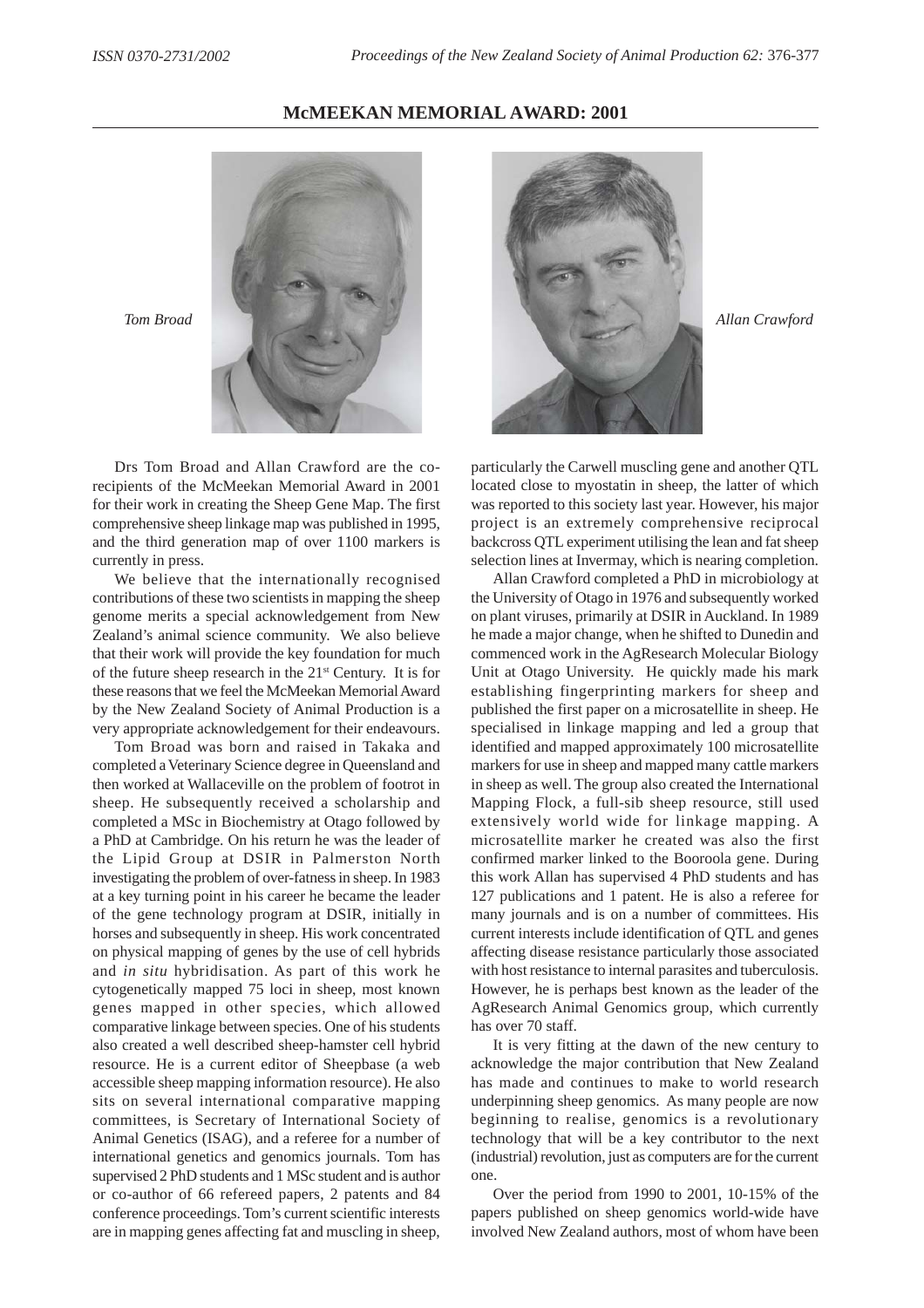## McMEEKAN MEMORIAL AWARD: 2001

*Tom Broad*

*Allan Crawford*

Drs Tom Broad and Allan Crawford are the co-recipients of the McMeekan Memorial Award in 2001 for their work in creating the Sheep Gene Map. The first comprehensive sheep linkage map was published in 1995, and the third generation map of over 1100 markers is currently in press.

We believe that the internationally recognised contributions of these two scientists in mapping the sheep genome merits a special acknowledgement from New Zealand's animal science community. We also believe that their work will provide the key foundation for much of the future sheep research in the 21st Century. It is for these reasons that we feel the McMeekan Memorial Award by the New Zealand Society of Animal Production is a very appropriate acknowledgement for their endeavours.

Tom Broad was born and raised in Takaka and completed a Veterinary Science degree in Queensland and then worked at Wallaceville on the problem of footrot in sheep. He subsequently received a scholarship and completed a MSc in Biochemistry at Otago followed by a PhD at Cambridge. On his return he was the leader of the Lipid Group at DSIR in Palmerston North investigating the problem of over-fatness in sheep. In 1983 at a key turning point in his career he became the leader of the gene technology program at DSIR, initially in horses and subsequently in sheep. His work concentrated on physical mapping of genes by the use of cell hybrids and *in situ* hybridisation. As part of this work he cytogenetically mapped 75 loci in sheep, most known genes mapped in other species, which allowed comparative linkage between species. One of his students also created a well described sheep-hamster cell hybrid resource. He is a current editor of Sheepbase (a web accessible sheep mapping information resource). He also sits on several international comparative mapping committees, is Secretary of International Society of Animal Genetics (ISAG), and a referee for a number of international genetics and genomics journals. Tom has supervised 2 PhD students and 1 MSc student and is author or co-author of 66 refereed papers, 2 patents and 84 conference proceedings. Tom's current scientific interests are in mapping genes affecting fat and muscling in sheep, particularly the Carwell muscling gene and another QTL located close to myostatin in sheep, the latter of which was reported to this society last year. However, his major project is an extremely comprehensive reciprocal backcross QTL experiment utilising the lean and fat sheep selection lines at Invermay, which is nearing completion.

Allan Crawford completed a PhD in microbiology at the University of Otago in 1976 and subsequently worked on plant viruses, primarily at DSIR in Auckland. In 1989 he made a major change, when he shifted to Dunedin and commenced work in the AgResearch Molecular Biology Unit at Otago University. He quickly made his mark establishing fingerprinting markers for sheep and published the first paper on a microsatellite in sheep. He specialised in linkage mapping and led a group that identified and mapped approximately 100 microsatellite markers for use in sheep and mapped many cattle markers in sheep as well. The group also created the International Mapping Flock, a full-sib sheep resource, still used extensively world wide for linkage mapping. A microsatellite marker he created was also the first confirmed marker linked to the Booroola gene. During this work Allan has supervised 4 PhD students and has 127 publications and 1 patent. He is also a referee for many journals and is on a number of committees. His current interests include identification of QTL and genes affecting disease resistance particularly those associated with host resistance to internal parasites and tuberculosis. However, he is perhaps best known as the leader of the AgResearch Animal Genomics group, which currently has over 70 staff.

It is very fitting at the dawn of the new century to acknowledge the major contribution that New Zealand has made and continues to make to world research underpinning sheep genomics. As many people are now beginning to realise, genomics is a revolutionary technology that will be a key contributor to the next (industrial) revolution, just as computers are for the current one.

Over the period from 1990 to 2001, 10-15% of the papers published on sheep genomics world-wide have involved New Zealand authors, most of whom have been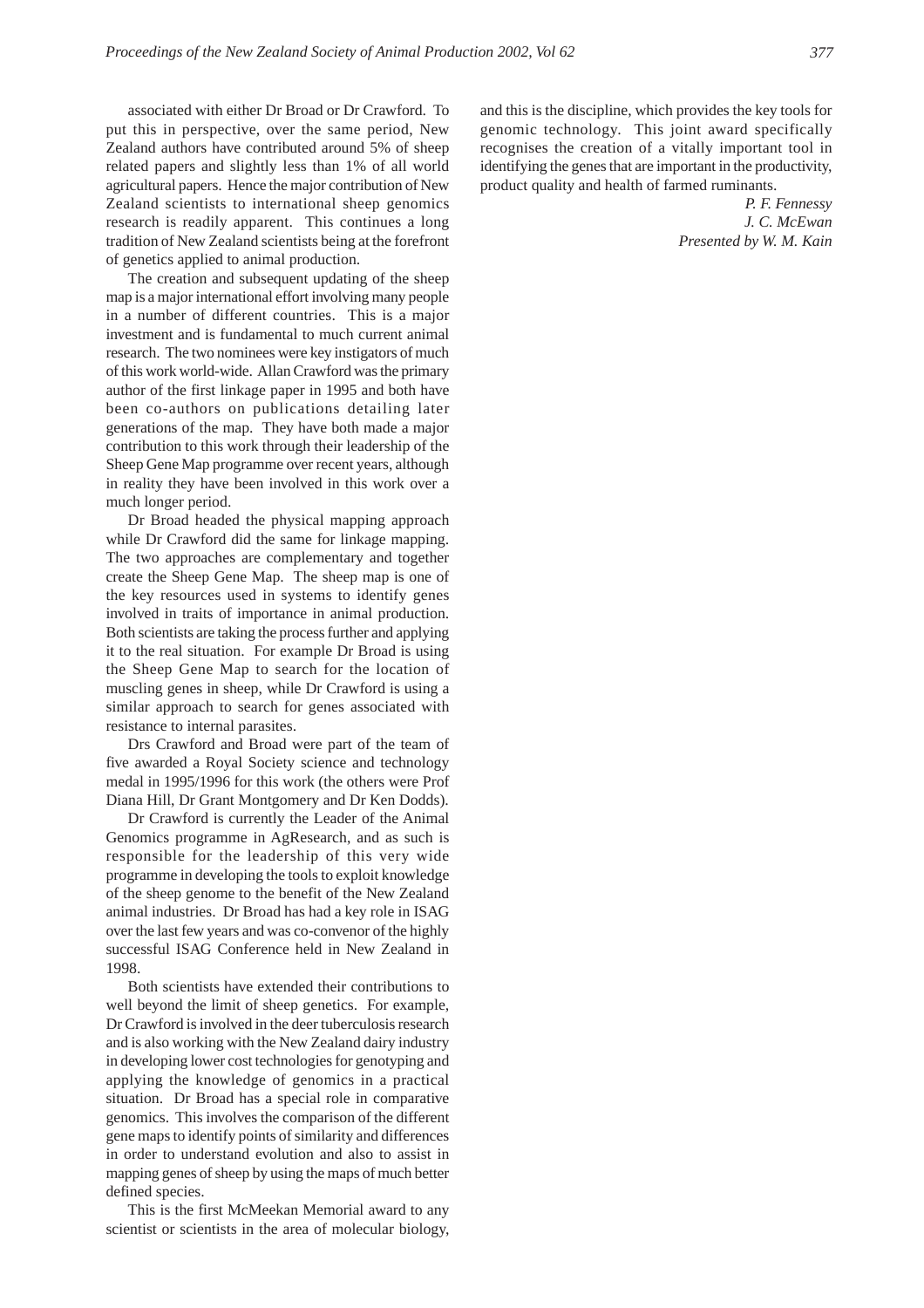associated with either Dr Broad or Dr Crawford. To put this in perspective, over the same period, New Zealand authors have contributed around 5% of sheep related papers and slightly less than 1% of all world agricultural papers. Hence the major contribution of New Zealand scientists to international sheep genomics research is readily apparent. This continues a long tradition of New Zealand scientists being at the forefront of genetics applied to animal production.

The creation and subsequent updating of the sheep map is a major international effort involving many people in a number of different countries. This is a major investment and is fundamental to much current animal research. The two nominees were key instigators of much of this work world-wide. Allan Crawford was the primary author of the first linkage paper in 1995 and both have been co-authors on publications detailing later generations of the map. They have both made a major contribution to this work through their leadership of the Sheep Gene Map programme over recent years, although in reality they have been involved in this work over a much longer period.

Dr Broad headed the physical mapping approach while Dr Crawford did the same for linkage mapping. The two approaches are complementary and together create the Sheep Gene Map. The sheep map is one of the key resources used in systems to identify genes involved in traits of importance in animal production. Both scientists are taking the process further and applying it to the real situation. For example Dr Broad is using the Sheep Gene Map to search for the location of muscling genes in sheep, while Dr Crawford is using a similar approach to search for genes associated with resistance to internal parasites.

Drs Crawford and Broad were part of the team of five awarded a Royal Society science and technology medal in 1995/1996 for this work (the others were Prof Diana Hill, Dr Grant Montgomery and Dr Ken Dodds).

Dr Crawford is currently the Leader of the Animal Genomics programme in AgResearch, and as such is responsible for the leadership of this very wide programme in developing the tools to exploit knowledge of the sheep genome to the benefit of the New Zealand animal industries. Dr Broad has had a key role in ISAG over the last few years and was co-convenor of the highly successful ISAG Conference held in New Zealand in 1998.

Both scientists have extended their contributions to well beyond the limit of sheep genetics. For example, Dr Crawford is involved in the deer tuberculosis research and is also working with the New Zealand dairy industry in developing lower cost technologies for genotyping and applying the knowledge of genomics in a practical situation. Dr Broad has a special role in comparative genomics. This involves the comparison of the different gene maps to identify points of similarity and differences in order to understand evolution and also to assist in mapping genes of sheep by using the maps of much better defined species.

This is the first McMeekan Memorial award to any scientist or scientists in the area of molecular biology, and this is the discipline, which provides the key tools for genomic technology. This joint award specifically recognises the creation of a vitally important tool in identifying the genes that are important in the productivity, product quality and health of farmed ruminants.

*P. F. Fennessy*
*J. C. McEwan*
*Presented by W. M. Kain*